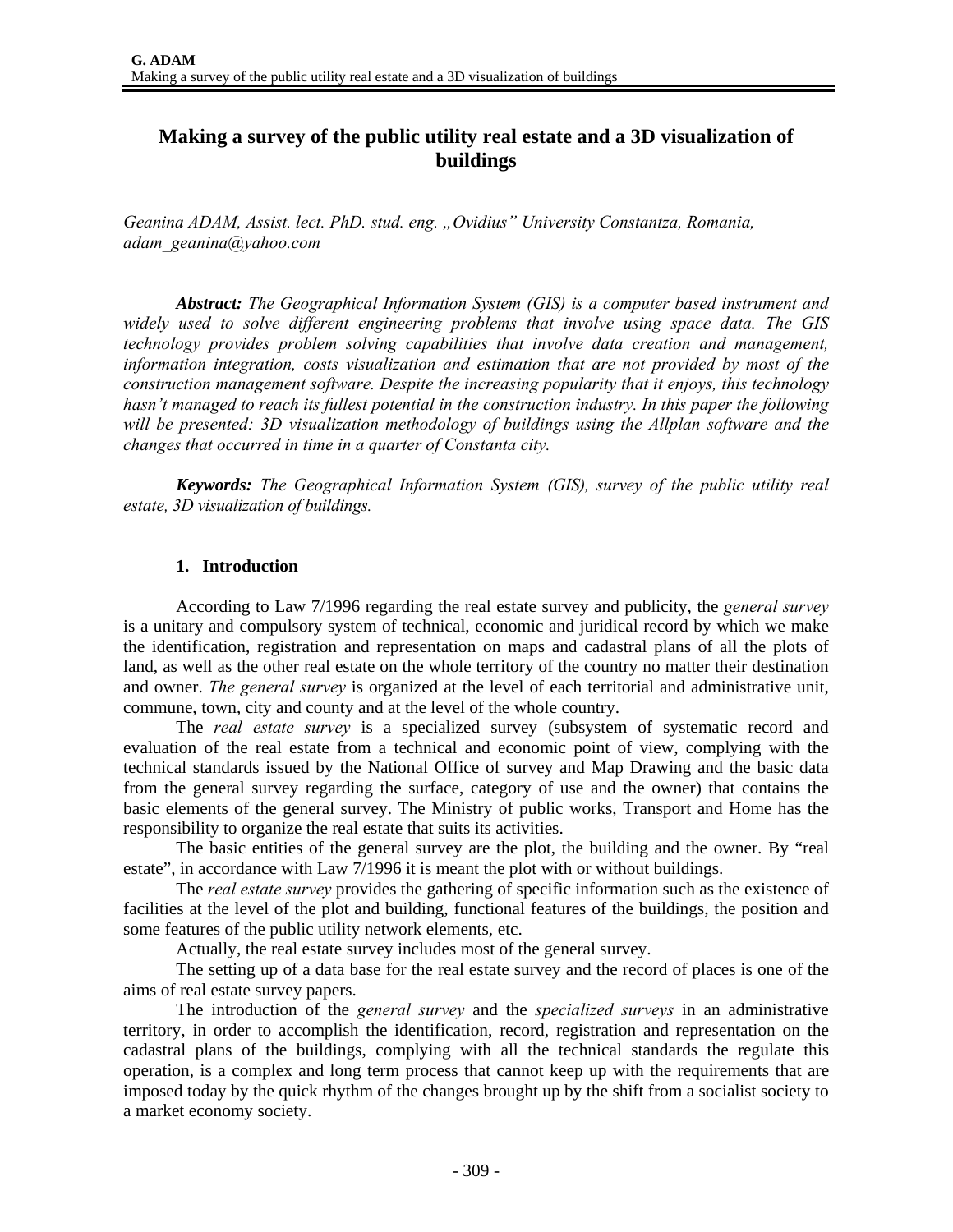# Making a survey of the public utility real estate and a 3D visualization of buildings

*Geanina ADAM, Assist. lect. PhD. stud. eng. „Ovidius" University Constantza, Romania, adam_geanina@yahoo.com*

***Abstract:*** *The Geographical Information System (GIS) is a computer based instrument and widely used to solve different engineering problems that involve using space data. The GIS technology provides problem solving capabilities that involve data creation and management, information integration, costs visualization and estimation that are not provided by most of the construction management software. Despite the increasing popularity that it enjoys, this technology hasn't managed to reach its fullest potential in the construction industry. In this paper the following will be presented: 3D visualization methodology of buildings using the Allplan software and the changes that occurred in time in a quarter of Constanta city.*

***Keywords:*** *The Geographical Information System (GIS), survey of the public utility real estate, 3D visualization of buildings.*

## 1. Introduction

According to Law 7/1996 regarding the real estate survey and publicity, the *general survey* is a unitary and compulsory system of technical, economic and juridical record by which we make the identification, registration and representation on maps and cadastral plans of all the plots of land, as well as the other real estate on the whole territory of the country no matter their destination and owner. *The general survey* is organized at the level of each territorial and administrative unit, commune, town, city and county and at the level of the whole country.

The *real estate survey* is a specialized survey (subsystem of systematic record and evaluation of the real estate from a technical and economic point of view, complying with the technical standards issued by the National Office of survey and Map Drawing and the basic data from the general survey regarding the surface, category of use and the owner) that contains the basic elements of the general survey. The Ministry of public works, Transport and Home has the responsibility to organize the real estate that suits its activities.

The basic entities of the general survey are the plot, the building and the owner. By "real estate", in accordance with Law 7/1996 it is meant the plot with or without buildings.

The *real estate survey* provides the gathering of specific information such as the existence of facilities at the level of the plot and building, functional features of the buildings, the position and some features of the public utility network elements, etc.

Actually, the real estate survey includes most of the general survey.

The setting up of a data base for the real estate survey and the record of places is one of the aims of real estate survey papers.

The introduction of the *general survey* and the *specialized surveys* in an administrative territory, in order to accomplish the identification, record, registration and representation on the cadastral plans of the buildings, complying with all the technical standards the regulate this operation, is a complex and long term process that cannot keep up with the requirements that are imposed today by the quick rhythm of the changes brought up by the shift from a socialist society to a market economy society.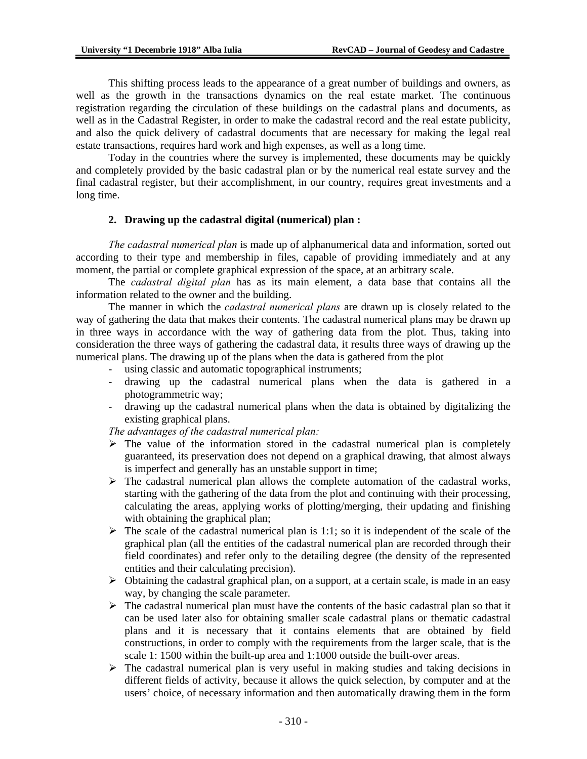This shifting process leads to the appearance of a great number of buildings and owners, as well as the growth in the transactions dynamics on the real estate market. The continuous registration regarding the circulation of these buildings on the cadastral plans and documents, as well as in the Cadastral Register, in order to make the cadastral record and the real estate publicity, and also the quick delivery of cadastral documents that are necessary for making the legal real estate transactions, requires hard work and high expenses, as well as a long time.

Today in the countries where the survey is implemented, these documents may be quickly and completely provided by the basic cadastral plan or by the numerical real estate survey and the final cadastral register, but their accomplishment, in our country, requires great investments and a long time.

## 2. Drawing up the cadastral digital (numerical) plan :

*The cadastral numerical plan* is made up of alphanumerical data and information, sorted out according to their type and membership in files, capable of providing immediately and at any moment, the partial or complete graphical expression of the space, at an arbitrary scale.

The *cadastral digital plan* has as its main element, a data base that contains all the information related to the owner and the building.

The manner in which the *cadastral numerical plans* are drawn up is closely related to the way of gathering the data that makes their contents. The cadastral numerical plans may be drawn up in three ways in accordance with the way of gathering data from the plot. Thus, taking into consideration the three ways of gathering the cadastral data, it results three ways of drawing up the numerical plans. The drawing up of the plans when the data is gathered from the plot

- using classic and automatic topographical instruments;
- drawing up the cadastral numerical plans when the data is gathered in a photogrammetric way;
- drawing up the cadastral numerical plans when the data is obtained by digitalizing the existing graphical plans.

*The advantages of the cadastral numerical plan:*

- The value of the information stored in the cadastral numerical plan is completely guaranteed, its preservation does not depend on a graphical drawing, that almost always is imperfect and generally has an unstable support in time;
- The cadastral numerical plan allows the complete automation of the cadastral works, starting with the gathering of the data from the plot and continuing with their processing, calculating the areas, applying works of plotting/merging, their updating and finishing with obtaining the graphical plan;
- The scale of the cadastral numerical plan is 1:1; so it is independent of the scale of the graphical plan (all the entities of the cadastral numerical plan are recorded through their field coordinates) and refer only to the detailing degree (the density of the represented entities and their calculating precision).
- Obtaining the cadastral graphical plan, on a support, at a certain scale, is made in an easy way, by changing the scale parameter.
- The cadastral numerical plan must have the contents of the basic cadastral plan so that it can be used later also for obtaining smaller scale cadastral plans or thematic cadastral plans and it is necessary that it contains elements that are obtained by field constructions, in order to comply with the requirements from the larger scale, that is the scale 1: 1500 within the built-up area and 1:1000 outside the built-over areas.
- The cadastral numerical plan is very useful in making studies and taking decisions in different fields of activity, because it allows the quick selection, by computer and at the users' choice, of necessary information and then automatically drawing them in the form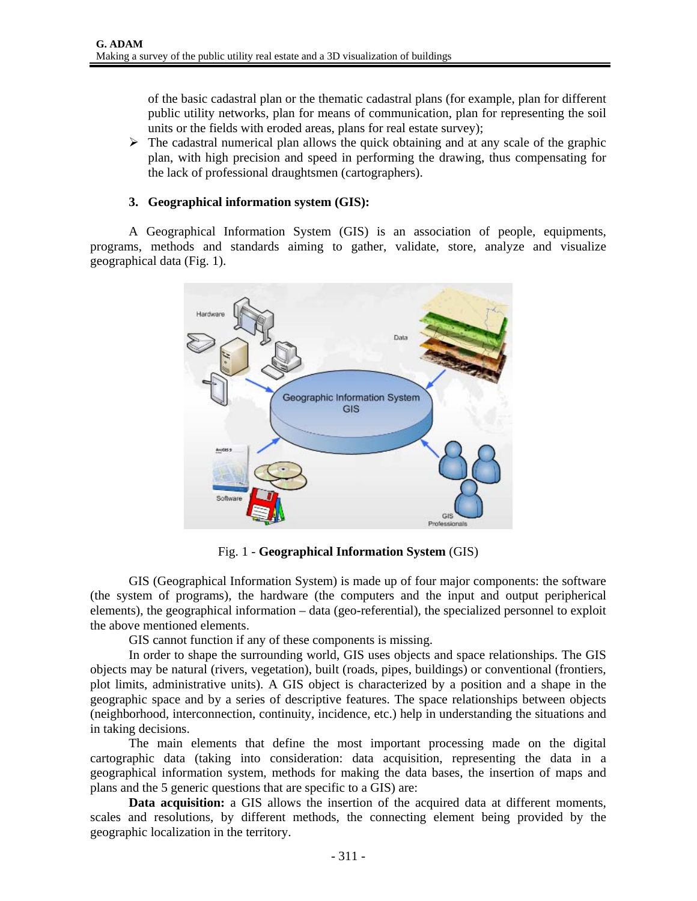of the basic cadastral plan or the thematic cadastral plans (for example, plan for different public utility networks, plan for means of communication, plan for representing the soil units or the fields with eroded areas, plans for real estate survey);

- The cadastral numerical plan allows the quick obtaining and at any scale of the graphic plan, with high precision and speed in performing the drawing, thus compensating for the lack of professional draughtsmen (cartographers).

## 3. Geographical information system (GIS):

A Geographical Information System (GIS) is an association of people, equipments, programs, methods and standards aiming to gather, validate, store, analyze and visualize geographical data (Fig. 1).

Fig. 1 - **Geographical Information System** (GIS)

GIS (Geographical Information System) is made up of four major components: the software (the system of programs), the hardware (the computers and the input and output peripherical elements), the geographical information – data (geo-referential), the specialized personnel to exploit the above mentioned elements.

GIS cannot function if any of these components is missing.

In order to shape the surrounding world, GIS uses objects and space relationships. The GIS objects may be natural (rivers, vegetation), built (roads, pipes, buildings) or conventional (frontiers, plot limits, administrative units). A GIS object is characterized by a position and a shape in the geographic space and by a series of descriptive features. The space relationships between objects (neighborhood, interconnection, continuity, incidence, etc.) help in understanding the situations and in taking decisions.

The main elements that define the most important processing made on the digital cartographic data (taking into consideration: data acquisition, representing the data in a geographical information system, methods for making the data bases, the insertion of maps and plans and the 5 generic questions that are specific to a GIS) are:

**Data acquisition:** a GIS allows the insertion of the acquired data at different moments, scales and resolutions, by different methods, the connecting element being provided by the geographic localization in the territory.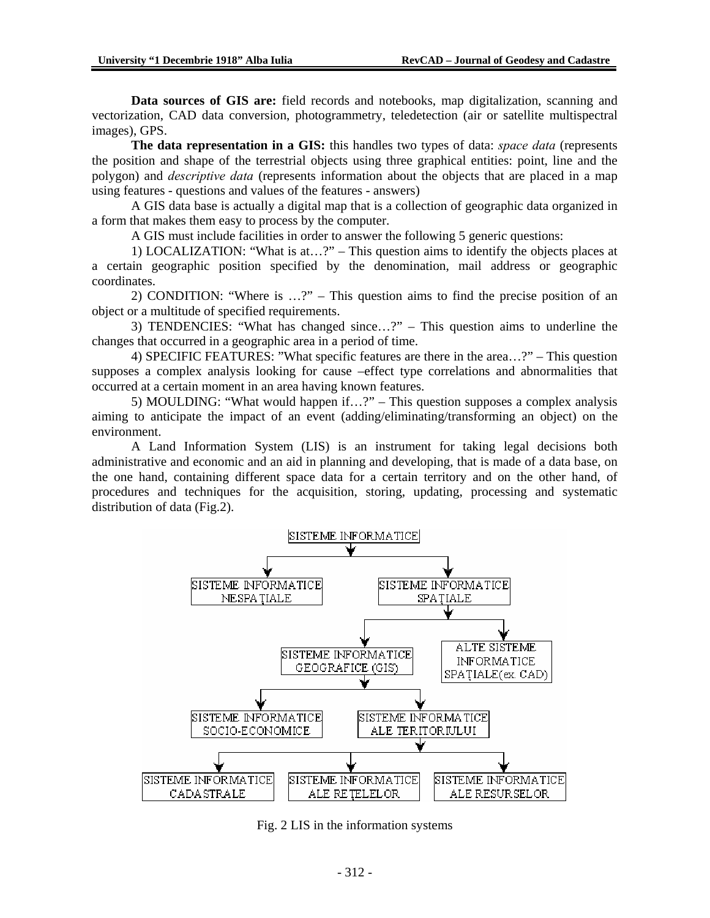**Data sources of GIS are:** field records and notebooks, map digitalization, scanning and vectorization, CAD data conversion, photogrammetry, teledetection (air or satellite multispectral images), GPS.

**The data representation in a GIS:** this handles two types of data: *space data* (represents the position and shape of the terrestrial objects using three graphical entities: point, line and the polygon) and *descriptive data* (represents information about the objects that are placed in a map using features - questions and values of the features - answers)

A GIS data base is actually a digital map that is a collection of geographic data organized in a form that makes them easy to process by the computer.

A GIS must include facilities in order to answer the following 5 generic questions:

1) LOCALIZATION: "What is at…?" – This question aims to identify the objects places at a certain geographic position specified by the denomination, mail address or geographic coordinates.

2) CONDITION: "Where is …?" – This question aims to find the precise position of an object or a multitude of specified requirements.

3) TENDENCIES: "What has changed since…?" – This question aims to underline the changes that occurred in a geographic area in a period of time.

4) SPECIFIC FEATURES: "What specific features are there in the area…?" – This question supposes a complex analysis looking for cause –effect type correlations and abnormalities that occurred at a certain moment in an area having known features.

5) MOULDING: "What would happen if…?" – This question supposes a complex analysis aiming to anticipate the impact of an event (adding/eliminating/transforming an object) on the environment.

A Land Information System (LIS) is an instrument for taking legal decisions both administrative and economic and an aid in planning and developing, that is made of a data base, on the one hand, containing different space data for a certain territory and on the other hand, of procedures and techniques for the acquisition, storing, updating, processing and systematic distribution of data (Fig.2).

Fig. 2 LIS in the information systems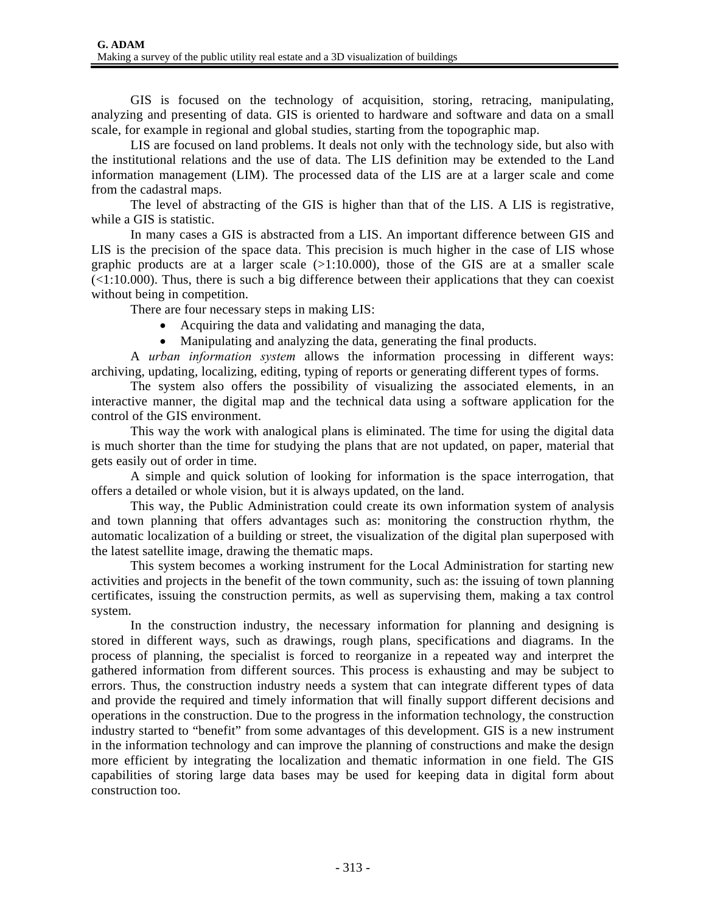GIS is focused on the technology of acquisition, storing, retracing, manipulating, analyzing and presenting of data. GIS is oriented to hardware and software and data on a small scale, for example in regional and global studies, starting from the topographic map.

LIS are focused on land problems. It deals not only with the technology side, but also with the institutional relations and the use of data. The LIS definition may be extended to the Land information management (LIM). The processed data of the LIS are at a larger scale and come from the cadastral maps.

The level of abstracting of the GIS is higher than that of the LIS. A LIS is registrative, while a GIS is statistic.

In many cases a GIS is abstracted from a LIS. An important difference between GIS and LIS is the precision of the space data. This precision is much higher in the case of LIS whose graphic products are at a larger scale (>1:10.000), those of the GIS are at a smaller scale (<1:10.000). Thus, there is such a big difference between their applications that they can coexist without being in competition.

There are four necessary steps in making LIS:

- Acquiring the data and validating and managing the data,
- Manipulating and analyzing the data, generating the final products.

A *urban information system* allows the information processing in different ways: archiving, updating, localizing, editing, typing of reports or generating different types of forms.

The system also offers the possibility of visualizing the associated elements, in an interactive manner, the digital map and the technical data using a software application for the control of the GIS environment.

This way the work with analogical plans is eliminated. The time for using the digital data is much shorter than the time for studying the plans that are not updated, on paper, material that gets easily out of order in time.

A simple and quick solution of looking for information is the space interrogation, that offers a detailed or whole vision, but it is always updated, on the land.

This way, the Public Administration could create its own information system of analysis and town planning that offers advantages such as: monitoring the construction rhythm, the automatic localization of a building or street, the visualization of the digital plan superposed with the latest satellite image, drawing the thematic maps.

This system becomes a working instrument for the Local Administration for starting new activities and projects in the benefit of the town community, such as: the issuing of town planning certificates, issuing the construction permits, as well as supervising them, making a tax control system.

In the construction industry, the necessary information for planning and designing is stored in different ways, such as drawings, rough plans, specifications and diagrams. In the process of planning, the specialist is forced to reorganize in a repeated way and interpret the gathered information from different sources. This process is exhausting and may be subject to errors. Thus, the construction industry needs a system that can integrate different types of data and provide the required and timely information that will finally support different decisions and operations in the construction. Due to the progress in the information technology, the construction industry started to "benefit" from some advantages of this development. GIS is a new instrument in the information technology and can improve the planning of constructions and make the design more efficient by integrating the localization and thematic information in one field. The GIS capabilities of storing large data bases may be used for keeping data in digital form about construction too.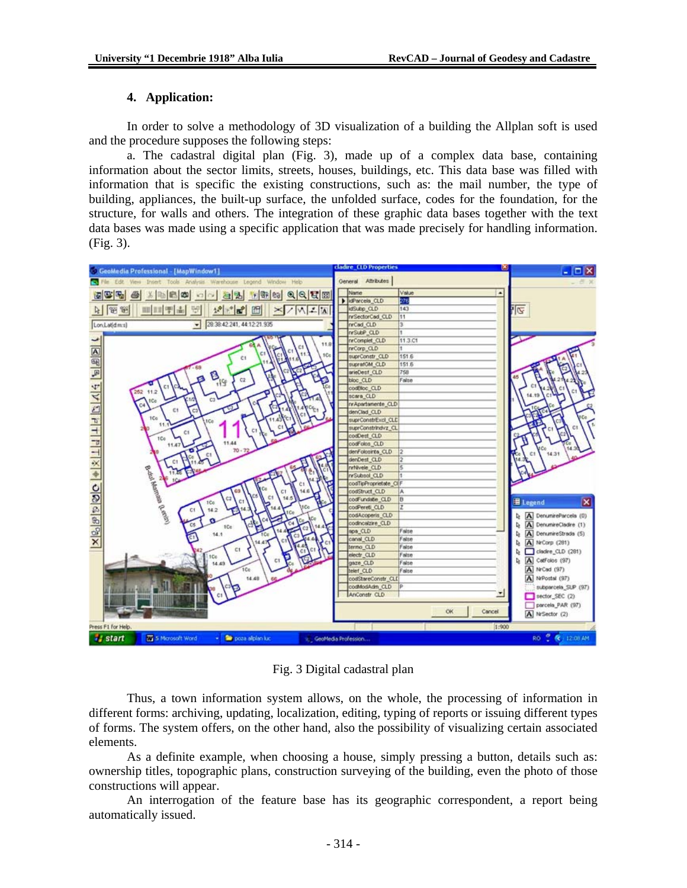## 4. Application:

In order to solve a methodology of 3D visualization of a building the Allplan soft is used and the procedure supposes the following steps:

a. The cadastral digital plan (Fig. 3), made up of a complex data base, containing information about the sector limits, streets, houses, buildings, etc. This data base was filled with information that is specific the existing constructions, such as: the mail number, the type of building, appliances, the built-up surface, the unfolded surface, codes for the foundation, for the structure, for walls and others. The integration of these graphic data bases together with the text data bases was made using a specific application that was made precisely for handling information. (Fig. 3).

Fig. 3 Digital cadastral plan

Thus, a town information system allows, on the whole, the processing of information in different forms: archiving, updating, localization, editing, typing of reports or issuing different types of forms. The system offers, on the other hand, also the possibility of visualizing certain associated elements.

As a definite example, when choosing a house, simply pressing a button, details such as: ownership titles, topographic plans, construction surveying of the building, even the photo of those constructions will appear.

An interrogation of the feature base has its geographic correspondent, a report being automatically issued.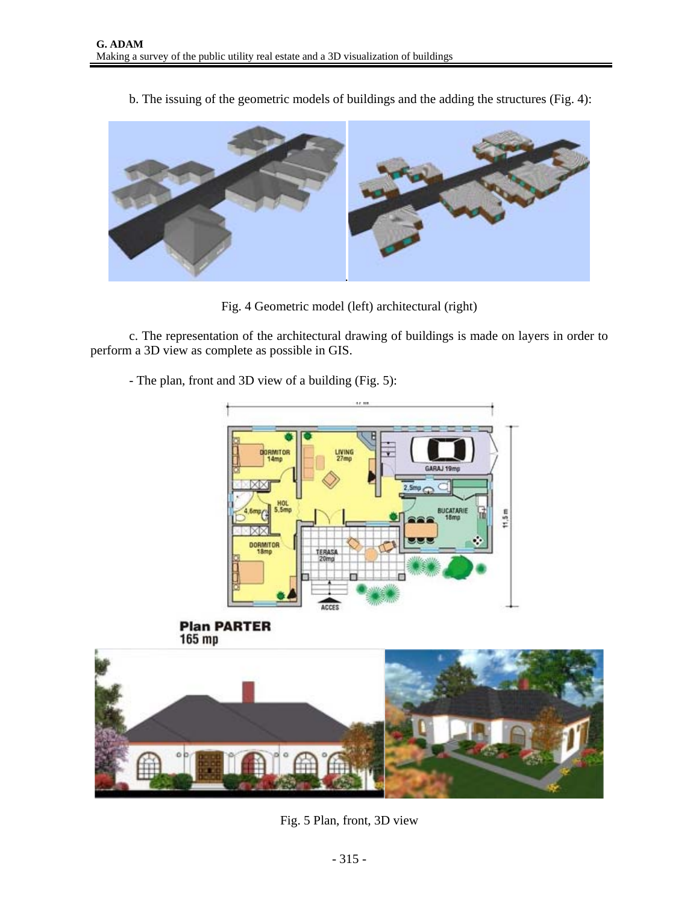b. The issuing of the geometric models of buildings and the adding the structures (Fig. 4):

Fig. 4 Geometric model (left) architectural (right)

c. The representation of the architectural drawing of buildings is made on layers in order to perform a 3D view as complete as possible in GIS.

- The plan, front and 3D view of a building (Fig. 5):

Fig. 5 Plan, front, 3D view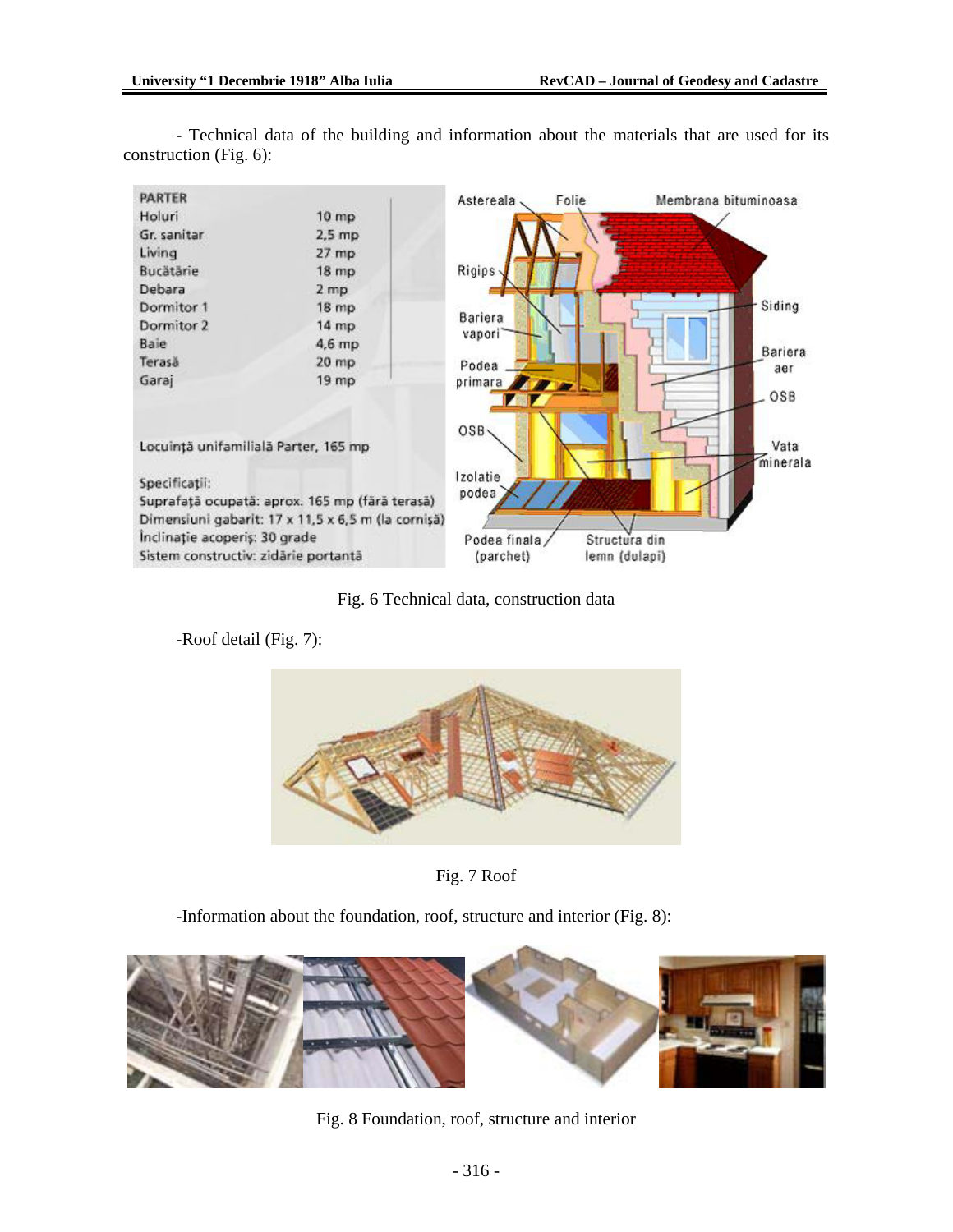- Technical data of the building and information about the materials that are used for its construction (Fig. 6):

Fig. 6 Technical data, construction data

-Roof detail (Fig. 7):

Fig. 7 Roof

-Information about the foundation, roof, structure and interior (Fig. 8):

Fig. 8 Foundation, roof, structure and interior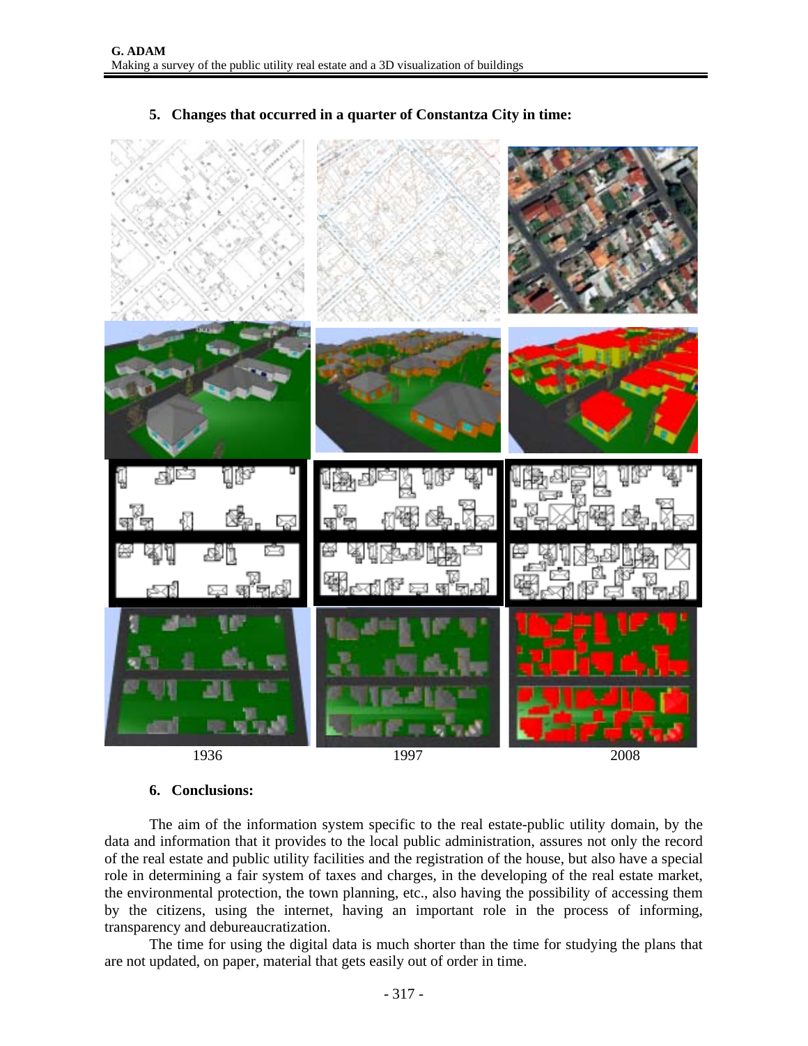## 5. Changes that occurred in a quarter of Constantza City in time:

1936 1997 2008

## 6. Conclusions:

The aim of the information system specific to the real estate-public utility domain, by the data and information that it provides to the local public administration, assures not only the record of the real estate and public utility facilities and the registration of the house, but also have a special role in determining a fair system of taxes and charges, in the developing of the real estate market, the environmental protection, the town planning, etc., also having the possibility of accessing them by the citizens, using the internet, having an important role in the process of informing, transparency and debureaucratization.

The time for using the digital data is much shorter than the time for studying the plans that are not updated, on paper, material that gets easily out of order in time.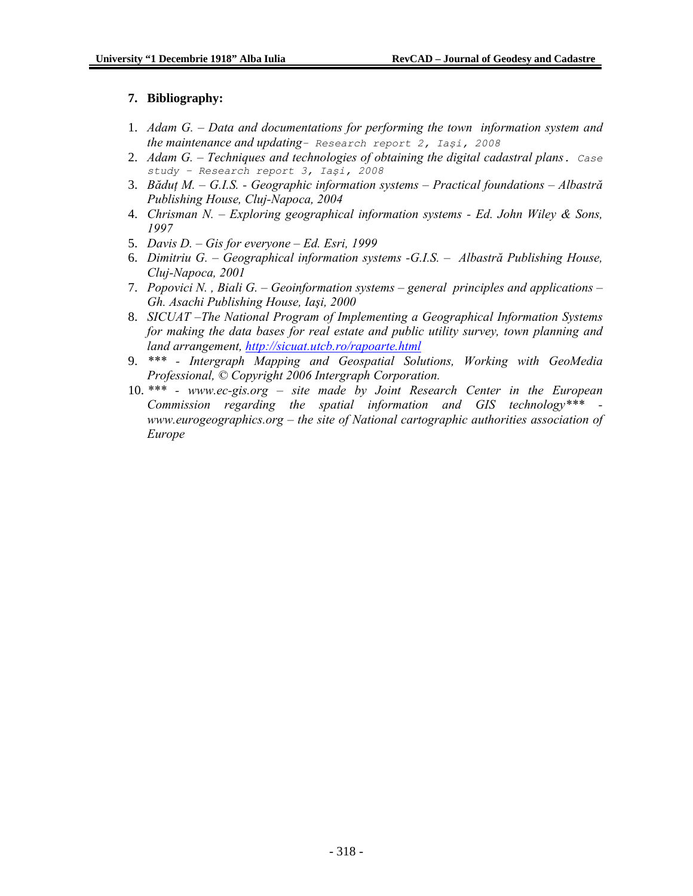## 7. Bibliography:

1. *Adam G. – Data and documentations for performing the town information system and the maintenance and updating*- Research report 2, Iaşi, 2008
2. *Adam G. – Techniques and technologies of obtaining the digital cadastral plans*. Case study - Research report 3, Iaşi, 2008
3. *Băduţ M. – G.I.S. - Geographic information systems – Practical foundations – Albastră Publishing House, Cluj-Napoca, 2004*
4. *Chrisman N. – Exploring geographical information systems - Ed. John Wiley & Sons, 1997*
5. *Davis D. – Gis for everyone – Ed. Esri, 1999*
6. *Dimitriu G. – Geographical information systems -G.I.S. – Albastră Publishing House, Cluj-Napoca, 2001*
7. *Popovici N. , Biali G. – Geoinformation systems – general principles and applications – Gh. Asachi Publishing House, Iaşi, 2000*
8. *SICUAT –The National Program of Implementing a Geographical Information Systems for making the data bases for real estate and public utility survey, town planning and land arrangement,* *http://sicuat.utcb.ro/rapoarte.html*
9. *\*\*\* - Intergraph Mapping and Geospatial Solutions, Working with GeoMedia Professional, © Copyright 2006 Intergraph Corporation.*
10. *\*\*\* - www.ec-gis.org – site made by Joint Research Center in the European Commission regarding the spatial information and GIS technology\*\*\* - www.eurogeographics.org – the site of National cartographic authorities association of Europe*